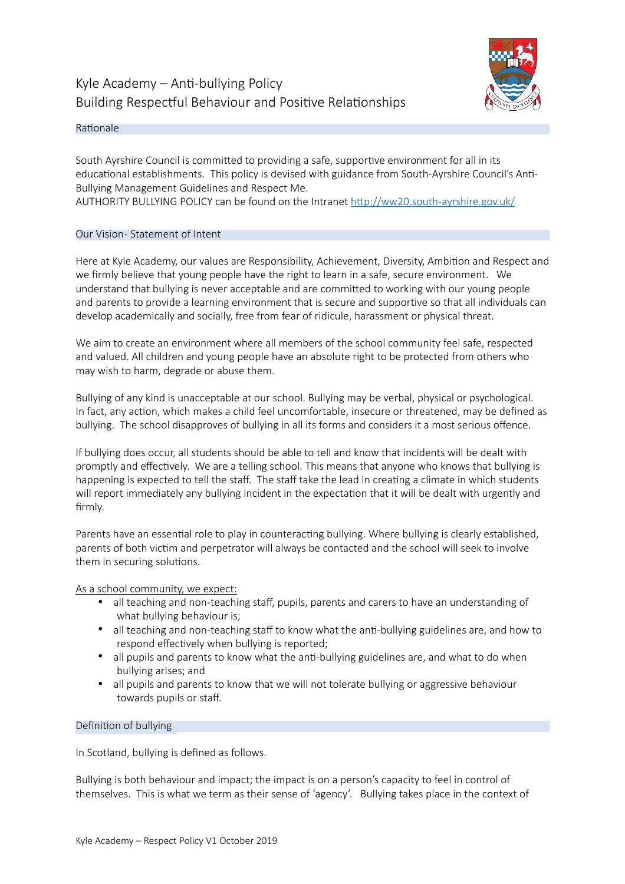# Kyle Academy – Anti-bullying Policy
## Building Respectful Behaviour and Positive Relationships

### Rationale

South Ayrshire Council is committed to providing a safe, supportive environment for all in its educational establishments. This policy is devised with guidance from South-Ayrshire Council's Anti-Bullying Management Guidelines and Respect Me.
AUTHORITY BULLYING POLICY can be found on the Intranet [http://ww20.south-ayrshire.gov.uk/](http://ww20.south-ayrshire.gov.uk/)

### Our Vision- Statement of Intent

Here at Kyle Academy, our values are Responsibility, Achievement, Diversity, Ambition and Respect and we firmly believe that young people have the right to learn in a safe, secure environment. We understand that bullying is never acceptable and are committed to working with our young people and parents to provide a learning environment that is secure and supportive so that all individuals can develop academically and socially, free from fear of ridicule, harassment or physical threat.

We aim to create an environment where all members of the school community feel safe, respected and valued. All children and young people have an absolute right to be protected from others who may wish to harm, degrade or abuse them.

Bullying of any kind is unacceptable at our school. Bullying may be verbal, physical or psychological. In fact, any action, which makes a child feel uncomfortable, insecure or threatened, may be defined as bullying. The school disapproves of bullying in all its forms and considers it a most serious offence.

If bullying does occur, all students should be able to tell and know that incidents will be dealt with promptly and effectively. We are a telling school. This means that anyone who knows that bullying is happening is expected to tell the staff. The staff take the lead in creating a climate in which students will report immediately any bullying incident in the expectation that it will be dealt with urgently and firmly.

Parents have an essential role to play in counteracting bullying. Where bullying is clearly established, parents of both victim and perpetrator will always be contacted and the school will seek to involve them in securing solutions.

As a school community, we expect:

- all teaching and non-teaching staff, pupils, parents and carers to have an understanding of what bullying behaviour is;
- all teaching and non-teaching staff to know what the anti-bullying guidelines are, and how to respond effectively when bullying is reported;
- all pupils and parents to know what the anti-bullying guidelines are, and what to do when bullying arises; and
- all pupils and parents to know that we will not tolerate bullying or aggressive behaviour towards pupils or staff.

### Definition of bullying

In Scotland, bullying is defined as follows.

Bullying is both behaviour and impact; the impact is on a person's capacity to feel in control of themselves. This is what we term as their sense of 'agency'. Bullying takes place in the context of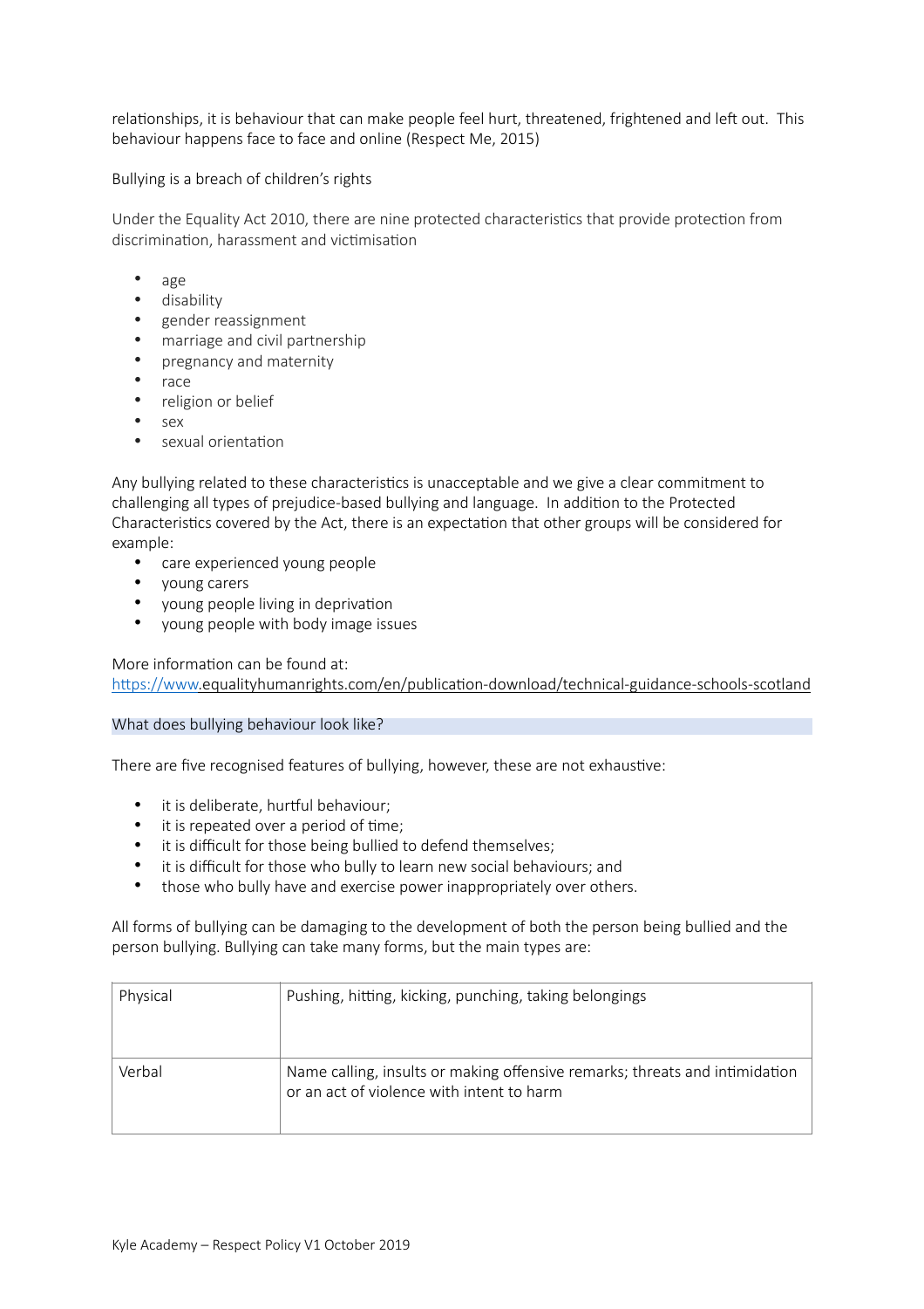relationships, it is behaviour that can make people feel hurt, threatened, frightened and left out. This behaviour happens face to face and online (Respect Me, 2015)

Bullying is a breach of children's rights

Under the Equality Act 2010, there are nine protected characteristics that provide protection from discrimination, harassment and victimisation

- age
- disability
- gender reassignment
- marriage and civil partnership
- pregnancy and maternity
- race
- religion or belief
- sex
- sexual orientation

Any bullying related to these characteristics is unacceptable and we give a clear commitment to challenging all types of prejudice-based bullying and language. In addition to the Protected Characteristics covered by the Act, there is an expectation that other groups will be considered for example:

- care experienced young people
- young carers
- young people living in deprivation
- young people with body image issues

More information can be found at:
https://www.equalityhumanrights.com/en/publication-download/technical-guidance-schools-scotland

## What does bullying behaviour look like?

There are five recognised features of bullying, however, these are not exhaustive:

- it is deliberate, hurtful behaviour;
- it is repeated over a period of time;
- it is difficult for those being bullied to defend themselves;
- it is difficult for those who bully to learn new social behaviours; and
- those who bully have and exercise power inappropriately over others.

All forms of bullying can be damaging to the development of both the person being bullied and the person bullying. Bullying can take many forms, but the main types are:

| | |
|---|---|
| Physical | Pushing, hitting, kicking, punching, taking belongings |
| Verbal | Name calling, insults or making offensive remarks; threats and intimidation or an act of violence with intent to harm |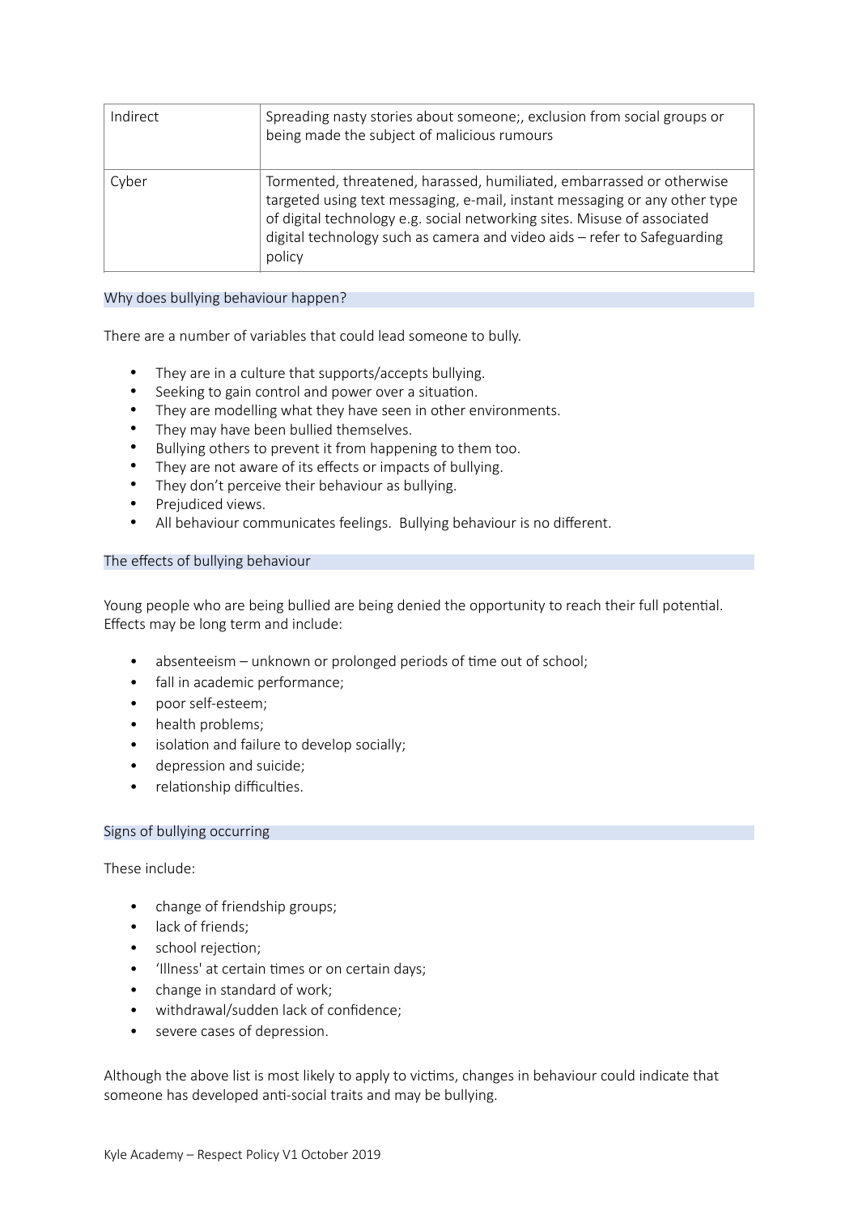| Indirect | Spreading nasty stories about someone;, exclusion from social groups or being made the subject of malicious rumours |
|---|---|
| Cyber | Tormented, threatened, harassed, humiliated, embarrassed or otherwise targeted using text messaging, e-mail, instant messaging or any other type of digital technology e.g. social networking sites. Misuse of associated digital technology such as camera and video aids – refer to Safeguarding policy |

## Why does bullying behaviour happen?

There are a number of variables that could lead someone to bully.

- They are in a culture that supports/accepts bullying.
- Seeking to gain control and power over a situation.
- They are modelling what they have seen in other environments.
- They may have been bullied themselves.
- Bullying others to prevent it from happening to them too.
- They are not aware of its effects or impacts of bullying.
- They don't perceive their behaviour as bullying.
- Prejudiced views.
- All behaviour communicates feelings. Bullying behaviour is no different.

## The effects of bullying behaviour

Young people who are being bullied are being denied the opportunity to reach their full potential. Effects may be long term and include:

- absenteeism – unknown or prolonged periods of time out of school;
- fall in academic performance;
- poor self-esteem;
- health problems;
- isolation and failure to develop socially;
- depression and suicide;
- relationship difficulties.

## Signs of bullying occurring

These include:

- change of friendship groups;
- lack of friends;
- school rejection;
- 'Illness' at certain times or on certain days;
- change in standard of work;
- withdrawal/sudden lack of confidence;
- severe cases of depression.

Although the above list is most likely to apply to victims, changes in behaviour could indicate that someone has developed anti-social traits and may be bullying.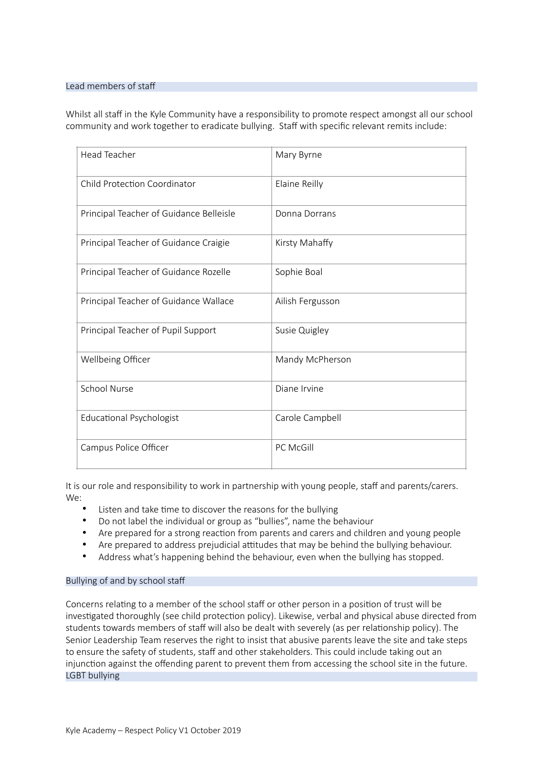## Lead members of staff

Whilst all staff in the Kyle Community have a responsibility to promote respect amongst all our school community and work together to eradicate bullying. Staff with specific relevant remits include:

| Role | Name |
|---|---|
| Head Teacher | Mary Byrne |
| Child Protection Coordinator | Elaine Reilly |
| Principal Teacher of Guidance Belleisle | Donna Dorrans |
| Principal Teacher of Guidance Craigie | Kirsty Mahaffy |
| Principal Teacher of Guidance Rozelle | Sophie Boal |
| Principal Teacher of Guidance Wallace | Ailish Fergusson |
| Principal Teacher of Pupil Support | Susie Quigley |
| Wellbeing Officer | Mandy McPherson |
| School Nurse | Diane Irvine |
| Educational Psychologist | Carole Campbell |
| Campus Police Officer | PC McGill |

It is our role and responsibility to work in partnership with young people, staff and parents/carers. We:

- Listen and take time to discover the reasons for the bullying
- Do not label the individual or group as "bullies", name the behaviour
- Are prepared for a strong reaction from parents and carers and children and young people
- Are prepared to address prejudicial attitudes that may be behind the bullying behaviour.
- Address what's happening behind the behaviour, even when the bullying has stopped.

## Bullying of and by school staff

Concerns relating to a member of the school staff or other person in a position of trust will be investigated thoroughly (see child protection policy). Likewise, verbal and physical abuse directed from students towards members of staff will also be dealt with severely (as per relationship policy). The Senior Leadership Team reserves the right to insist that abusive parents leave the site and take steps to ensure the safety of students, staff and other stakeholders. This could include taking out an injunction against the offending parent to prevent them from accessing the school site in the future.

## LGBT bullying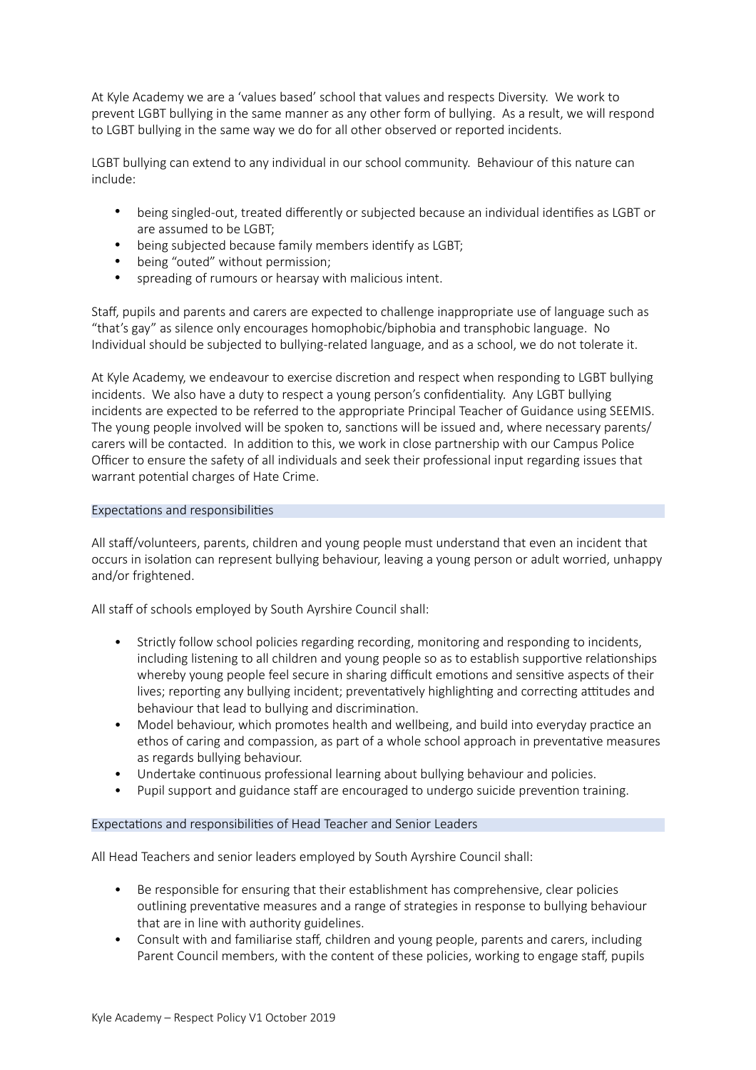At Kyle Academy we are a 'values based' school that values and respects Diversity. We work to prevent LGBT bullying in the same manner as any other form of bullying. As a result, we will respond to LGBT bullying in the same way we do for all other observed or reported incidents.

LGBT bullying can extend to any individual in our school community. Behaviour of this nature can include:

- being singled-out, treated differently or subjected because an individual identifies as LGBT or are assumed to be LGBT;
- being subjected because family members identify as LGBT;
- being "outed" without permission;
- spreading of rumours or hearsay with malicious intent.

Staff, pupils and parents and carers are expected to challenge inappropriate use of language such as "that's gay" as silence only encourages homophobic/biphobia and transphobic language. No Individual should be subjected to bullying-related language, and as a school, we do not tolerate it.

At Kyle Academy, we endeavour to exercise discretion and respect when responding to LGBT bullying incidents. We also have a duty to respect a young person's confidentiality. Any LGBT bullying incidents are expected to be referred to the appropriate Principal Teacher of Guidance using SEEMIS. The young people involved will be spoken to, sanctions will be issued and, where necessary parents/ carers will be contacted. In addition to this, we work in close partnership with our Campus Police Officer to ensure the safety of all individuals and seek their professional input regarding issues that warrant potential charges of Hate Crime.

## Expectations and responsibilities

All staff/volunteers, parents, children and young people must understand that even an incident that occurs in isolation can represent bullying behaviour, leaving a young person or adult worried, unhappy and/or frightened.

All staff of schools employed by South Ayrshire Council shall:

- Strictly follow school policies regarding recording, monitoring and responding to incidents, including listening to all children and young people so as to establish supportive relationships whereby young people feel secure in sharing difficult emotions and sensitive aspects of their lives; reporting any bullying incident; preventatively highlighting and correcting attitudes and behaviour that lead to bullying and discrimination.
- Model behaviour, which promotes health and wellbeing, and build into everyday practice an ethos of caring and compassion, as part of a whole school approach in preventative measures as regards bullying behaviour.
- Undertake continuous professional learning about bullying behaviour and policies.
- Pupil support and guidance staff are encouraged to undergo suicide prevention training.

## Expectations and responsibilities of Head Teacher and Senior Leaders

All Head Teachers and senior leaders employed by South Ayrshire Council shall:

- Be responsible for ensuring that their establishment has comprehensive, clear policies outlining preventative measures and a range of strategies in response to bullying behaviour that are in line with authority guidelines.
- Consult with and familiarise staff, children and young people, parents and carers, including Parent Council members, with the content of these policies, working to engage staff, pupils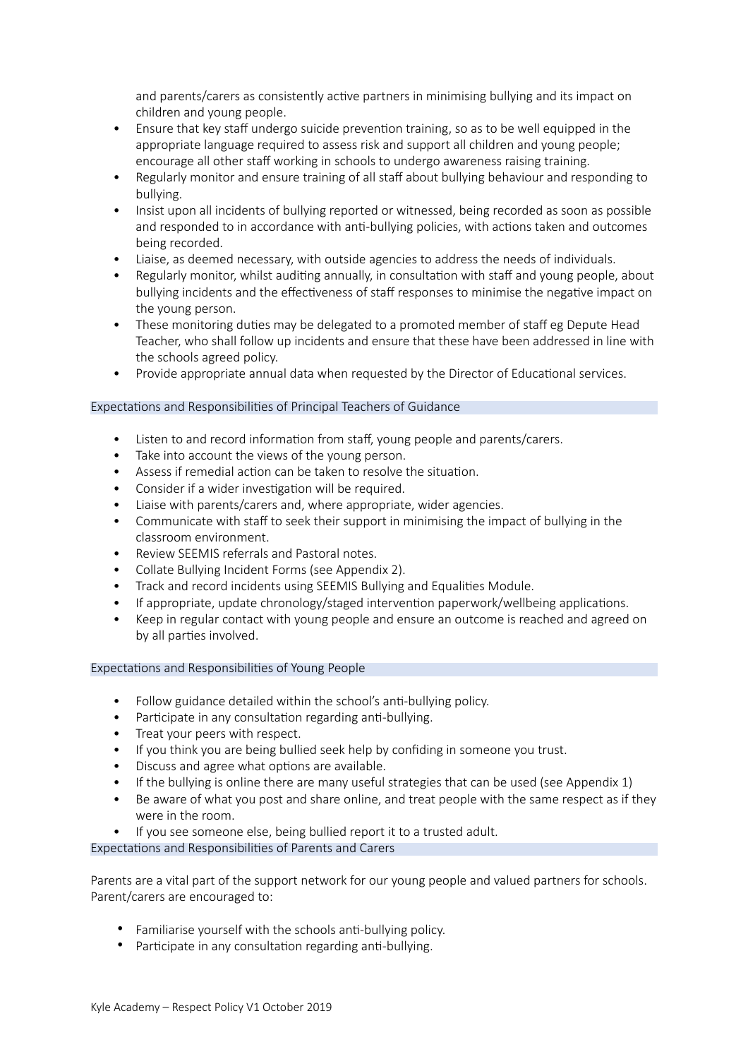and parents/carers as consistently active partners in minimising bullying and its impact on children and young people.

- Ensure that key staff undergo suicide prevention training, so as to be well equipped in the appropriate language required to assess risk and support all children and young people; encourage all other staff working in schools to undergo awareness raising training.
- Regularly monitor and ensure training of all staff about bullying behaviour and responding to bullying.
- Insist upon all incidents of bullying reported or witnessed, being recorded as soon as possible and responded to in accordance with anti-bullying policies, with actions taken and outcomes being recorded.
- Liaise, as deemed necessary, with outside agencies to address the needs of individuals.
- Regularly monitor, whilst auditing annually, in consultation with staff and young people, about bullying incidents and the effectiveness of staff responses to minimise the negative impact on the young person.
- These monitoring duties may be delegated to a promoted member of staff eg Depute Head Teacher, who shall follow up incidents and ensure that these have been addressed in line with the schools agreed policy.
- Provide appropriate annual data when requested by the Director of Educational services.

### Expectations and Responsibilities of Principal Teachers of Guidance

- Listen to and record information from staff, young people and parents/carers.
- Take into account the views of the young person.
- Assess if remedial action can be taken to resolve the situation.
- Consider if a wider investigation will be required.
- Liaise with parents/carers and, where appropriate, wider agencies.
- Communicate with staff to seek their support in minimising the impact of bullying in the classroom environment.
- Review SEEMIS referrals and Pastoral notes.
- Collate Bullying Incident Forms (see Appendix 2).
- Track and record incidents using SEEMIS Bullying and Equalities Module.
- If appropriate, update chronology/staged intervention paperwork/wellbeing applications.
- Keep in regular contact with young people and ensure an outcome is reached and agreed on by all parties involved.

### Expectations and Responsibilities of Young People

- Follow guidance detailed within the school's anti-bullying policy.
- Participate in any consultation regarding anti-bullying.
- Treat your peers with respect.
- If you think you are being bullied seek help by confiding in someone you trust.
- Discuss and agree what options are available.
- If the bullying is online there are many useful strategies that can be used (see Appendix 1)
- Be aware of what you post and share online, and treat people with the same respect as if they were in the room.
- If you see someone else, being bullied report it to a trusted adult.

### Expectations and Responsibilities of Parents and Carers

Parents are a vital part of the support network for our young people and valued partners for schools. Parent/carers are encouraged to:

- Familiarise yourself with the schools anti-bullying policy.
- Participate in any consultation regarding anti-bullying.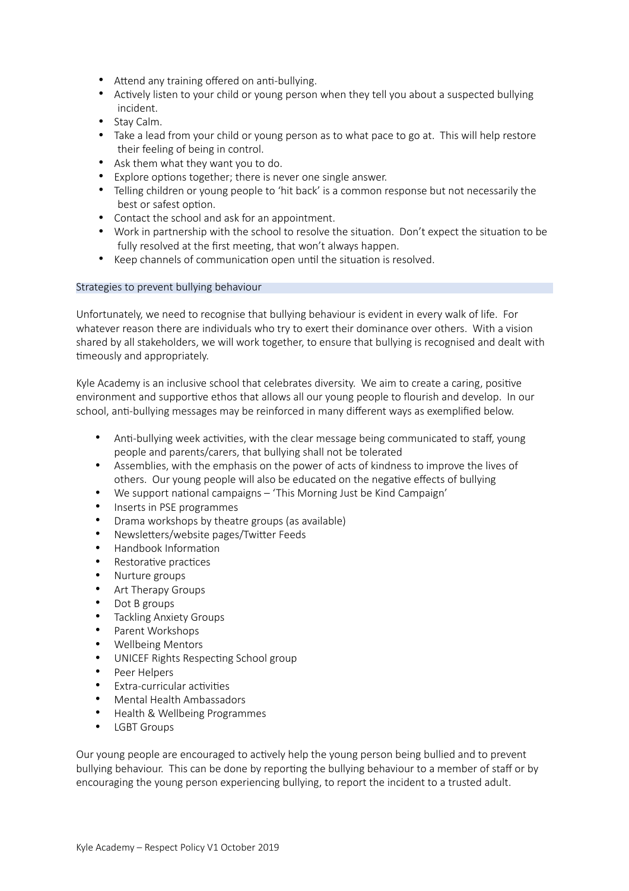- Attend any training offered on anti-bullying.
- Actively listen to your child or young person when they tell you about a suspected bullying incident.
- Stay Calm.
- Take a lead from your child or young person as to what pace to go at. This will help restore their feeling of being in control.
- Ask them what they want you to do.
- Explore options together; there is never one single answer.
- Telling children or young people to 'hit back' is a common response but not necessarily the best or safest option.
- Contact the school and ask for an appointment.
- Work in partnership with the school to resolve the situation. Don't expect the situation to be fully resolved at the first meeting, that won't always happen.
- Keep channels of communication open until the situation is resolved.

## Strategies to prevent bullying behaviour

Unfortunately, we need to recognise that bullying behaviour is evident in every walk of life. For whatever reason there are individuals who try to exert their dominance over others. With a vision shared by all stakeholders, we will work together, to ensure that bullying is recognised and dealt with timeously and appropriately.

Kyle Academy is an inclusive school that celebrates diversity. We aim to create a caring, positive environment and supportive ethos that allows all our young people to flourish and develop. In our school, anti-bullying messages may be reinforced in many different ways as exemplified below.

- Anti-bullying week activities, with the clear message being communicated to staff, young people and parents/carers, that bullying shall not be tolerated
- Assemblies, with the emphasis on the power of acts of kindness to improve the lives of others. Our young people will also be educated on the negative effects of bullying
- We support national campaigns – 'This Morning Just be Kind Campaign'
- Inserts in PSE programmes
- Drama workshops by theatre groups (as available)
- Newsletters/website pages/Twitter Feeds
- Handbook Information
- Restorative practices
- Nurture groups
- Art Therapy Groups
- Dot B groups
- Tackling Anxiety Groups
- Parent Workshops
- Wellbeing Mentors
- UNICEF Rights Respecting School group
- Peer Helpers
- Extra-curricular activities
- Mental Health Ambassadors
- Health & Wellbeing Programmes
- LGBT Groups

Our young people are encouraged to actively help the young person being bullied and to prevent bullying behaviour. This can be done by reporting the bullying behaviour to a member of staff or by encouraging the young person experiencing bullying, to report the incident to a trusted adult.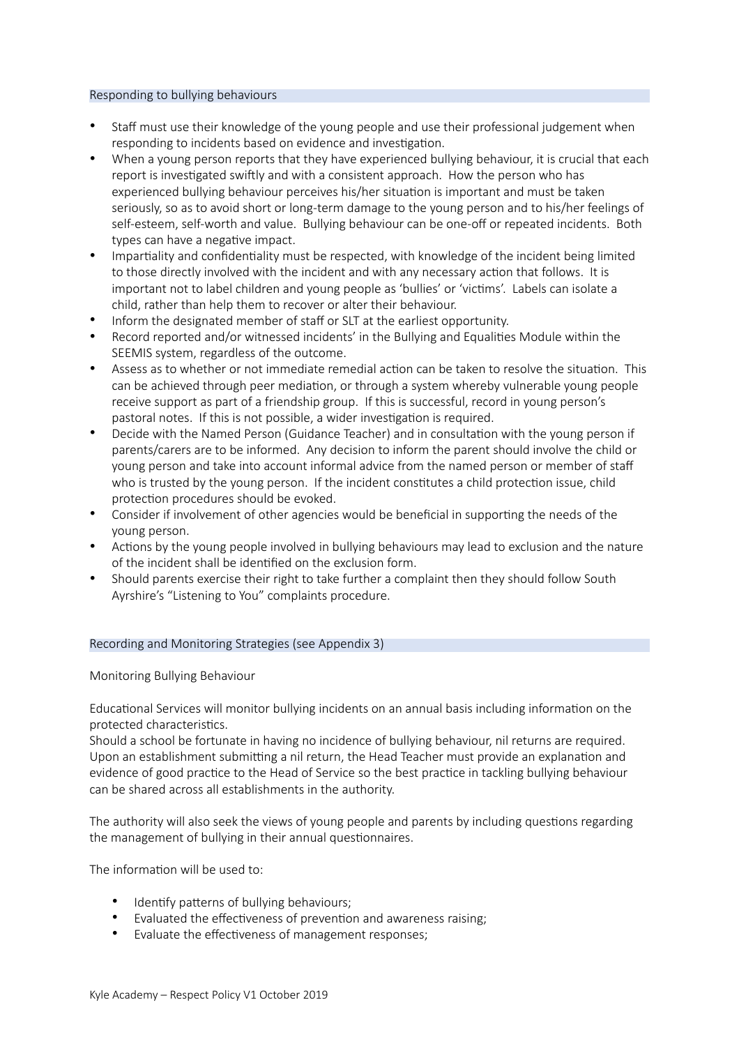## Responding to bullying behaviours

- Staff must use their knowledge of the young people and use their professional judgement when responding to incidents based on evidence and investigation.
- When a young person reports that they have experienced bullying behaviour, it is crucial that each report is investigated swiftly and with a consistent approach. How the person who has experienced bullying behaviour perceives his/her situation is important and must be taken seriously, so as to avoid short or long-term damage to the young person and to his/her feelings of self-esteem, self-worth and value. Bullying behaviour can be one-off or repeated incidents. Both types can have a negative impact.
- Impartiality and confidentiality must be respected, with knowledge of the incident being limited to those directly involved with the incident and with any necessary action that follows. It is important not to label children and young people as 'bullies' or 'victims'. Labels can isolate a child, rather than help them to recover or alter their behaviour.
- Inform the designated member of staff or SLT at the earliest opportunity.
- Record reported and/or witnessed incidents' in the Bullying and Equalities Module within the SEEMIS system, regardless of the outcome.
- Assess as to whether or not immediate remedial action can be taken to resolve the situation. This can be achieved through peer mediation, or through a system whereby vulnerable young people receive support as part of a friendship group. If this is successful, record in young person's pastoral notes. If this is not possible, a wider investigation is required.
- Decide with the Named Person (Guidance Teacher) and in consultation with the young person if parents/carers are to be informed. Any decision to inform the parent should involve the child or young person and take into account informal advice from the named person or member of staff who is trusted by the young person. If the incident constitutes a child protection issue, child protection procedures should be evoked.
- Consider if involvement of other agencies would be beneficial in supporting the needs of the young person.
- Actions by the young people involved in bullying behaviours may lead to exclusion and the nature of the incident shall be identified on the exclusion form.
- Should parents exercise their right to take further a complaint then they should follow South Ayrshire's "Listening to You" complaints procedure.

## Recording and Monitoring Strategies (see Appendix 3)

Monitoring Bullying Behaviour

Educational Services will monitor bullying incidents on an annual basis including information on the protected characteristics.
Should a school be fortunate in having no incidence of bullying behaviour, nil returns are required. Upon an establishment submitting a nil return, the Head Teacher must provide an explanation and evidence of good practice to the Head of Service so the best practice in tackling bullying behaviour can be shared across all establishments in the authority.

The authority will also seek the views of young people and parents by including questions regarding the management of bullying in their annual questionnaires.

The information will be used to:

- Identify patterns of bullying behaviours;
- Evaluated the effectiveness of prevention and awareness raising;
- Evaluate the effectiveness of management responses;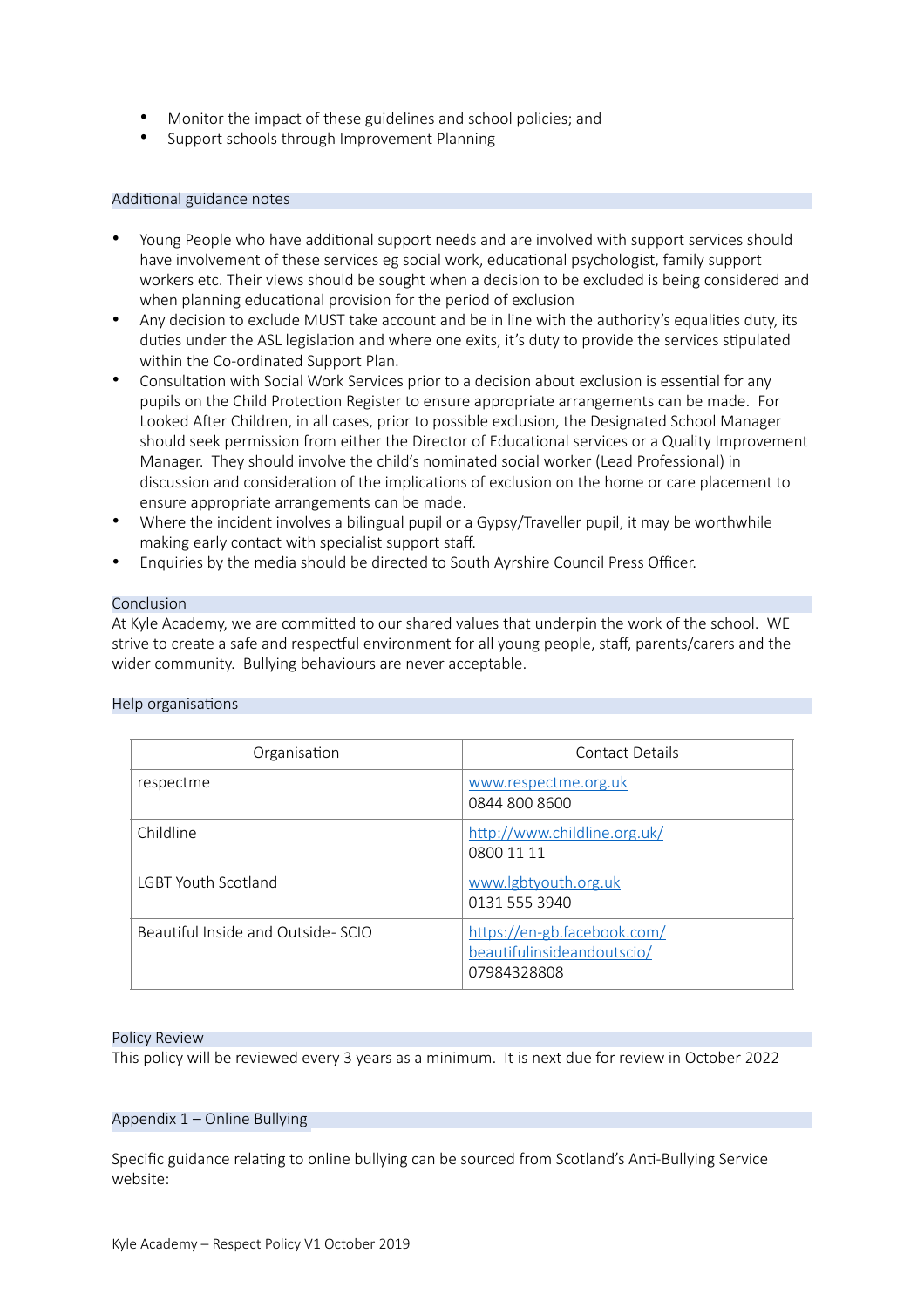- Monitor the impact of these guidelines and school policies; and
- Support schools through Improvement Planning

## Additional guidance notes

- Young People who have additional support needs and are involved with support services should have involvement of these services eg social work, educational psychologist, family support workers etc. Their views should be sought when a decision to be excluded is being considered and when planning educational provision for the period of exclusion
- Any decision to exclude MUST take account and be in line with the authority's equalities duty, its duties under the ASL legislation and where one exits, it's duty to provide the services stipulated within the Co-ordinated Support Plan.
- Consultation with Social Work Services prior to a decision about exclusion is essential for any pupils on the Child Protection Register to ensure appropriate arrangements can be made. For Looked After Children, in all cases, prior to possible exclusion, the Designated School Manager should seek permission from either the Director of Educational services or a Quality Improvement Manager. They should involve the child's nominated social worker (Lead Professional) in discussion and consideration of the implications of exclusion on the home or care placement to ensure appropriate arrangements can be made.
- Where the incident involves a bilingual pupil or a Gypsy/Traveller pupil, it may be worthwhile making early contact with specialist support staff.
- Enquiries by the media should be directed to South Ayrshire Council Press Officer.

## Conclusion

At Kyle Academy, we are committed to our shared values that underpin the work of the school. WE strive to create a safe and respectful environment for all young people, staff, parents/carers and the wider community. Bullying behaviours are never acceptable.

## Help organisations

| Organisation | Contact Details |
|---|---|
| respectme | www.respectme.org.uk<br>0844 800 8600 |
| Childline | http://www.childline.org.uk/<br>0800 11 11 |
| LGBT Youth Scotland | www.lgbtyouth.org.uk<br>0131 555 3940 |
| Beautiful Inside and Outside- SCIO | https://en-gb.facebook.com/beautifulinsideandoutscio/<br>07984328808 |

## Policy Review

This policy will be reviewed every 3 years as a minimum. It is next due for review in October 2022

## Appendix 1 – Online Bullying

Specific guidance relating to online bullying can be sourced from Scotland's Anti-Bullying Service website: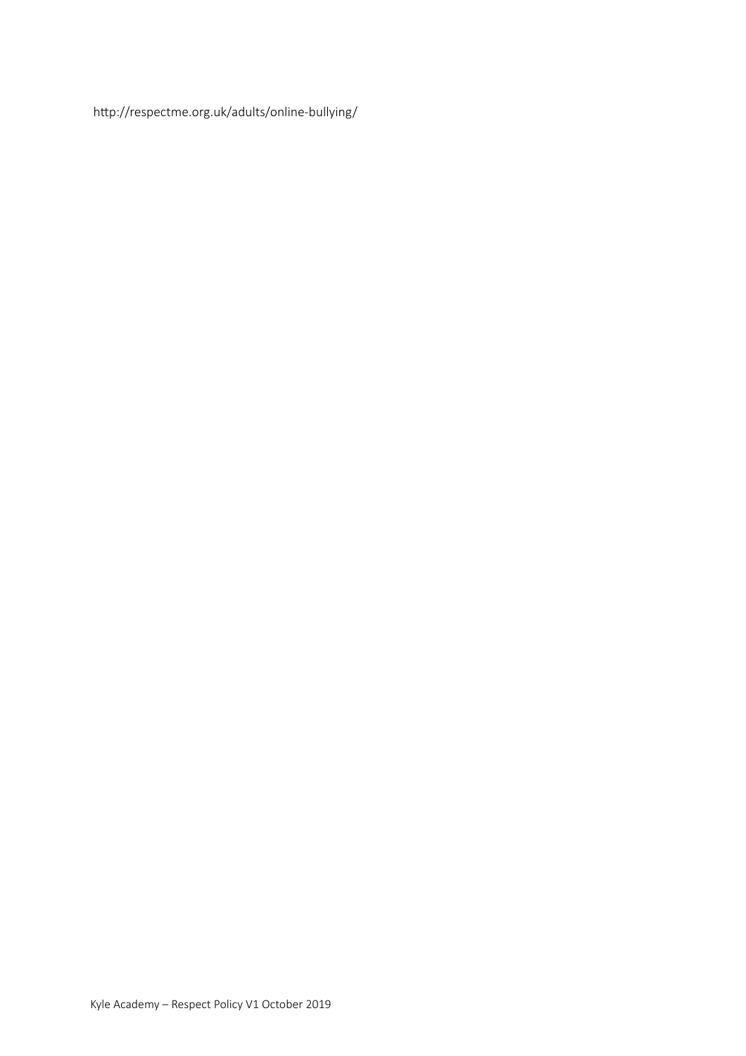http://respectme.org.uk/adults/online-bullying/